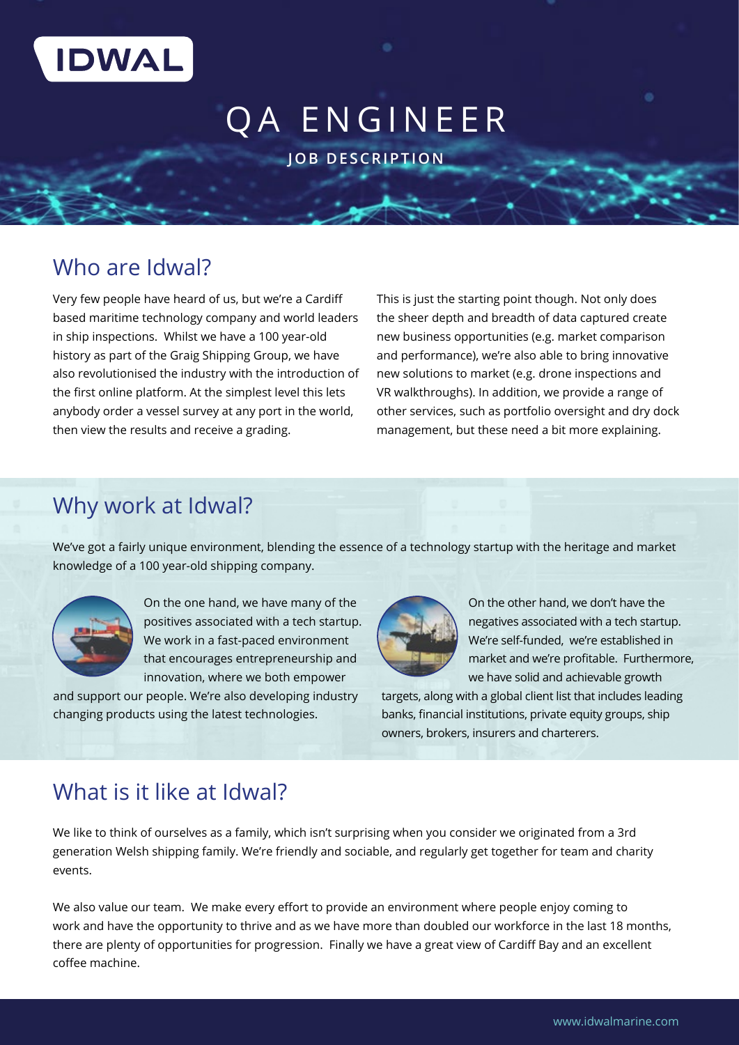IDWAL

# QA ENGINEER

**JOB DESCRIPTION**

## Who are Idwal?

Very few people have heard of us, but we're a Cardiff based maritime technology company and world leaders in ship inspections. Whilst we have a 100 year-old history as part of the Graig Shipping Group, we have also revolutionised the industry with the introduction of the first online platform. At the simplest level this lets anybody order a vessel survey at any port in the world, then view the results and receive a grading.

This is just the starting point though. Not only does the sheer depth and breadth of data captured create new business opportunities (e.g. market comparison and performance), we're also able to bring innovative new solutions to market (e.g. drone inspections and VR walkthroughs). In addition, we provide a range of other services, such as portfolio oversight and dry dock management, but these need a bit more explaining.

## Why work at Idwal?

We've got a fairly unique environment, blending the essence of a technology startup with the heritage and market knowledge of a 100 year-old shipping company.

On the one hand, we have many of the positives associated with a tech startup. We work in a fast-paced environment that encourages entrepreneurship and innovation, where we both empower and support our people. We're also developing industry changing products using the latest technologies.

On the other hand, we don't have the negatives associated with a tech startup. We're self-funded, we're established in market and we're profitable. Furthermore, we have solid and achievable growth targets, along with a global client list that includes leading banks, financial institutions, private equity groups, ship owners, brokers, insurers and charterers.

## What is it like at Idwal?

We like to think of ourselves as a family, which isn't surprising when you consider we originated from a 3rd generation Welsh shipping family. We're friendly and sociable, and regularly get together for team and charity events.

We also value our team. We make every effort to provide an environment where people enjoy coming to work and have the opportunity to thrive and as we have more than doubled our workforce in the last 18 months, there are plenty of opportunities for progression. Finally we have a great view of Cardiff Bay and an excellent coffee machine.

www.idwalmarine.com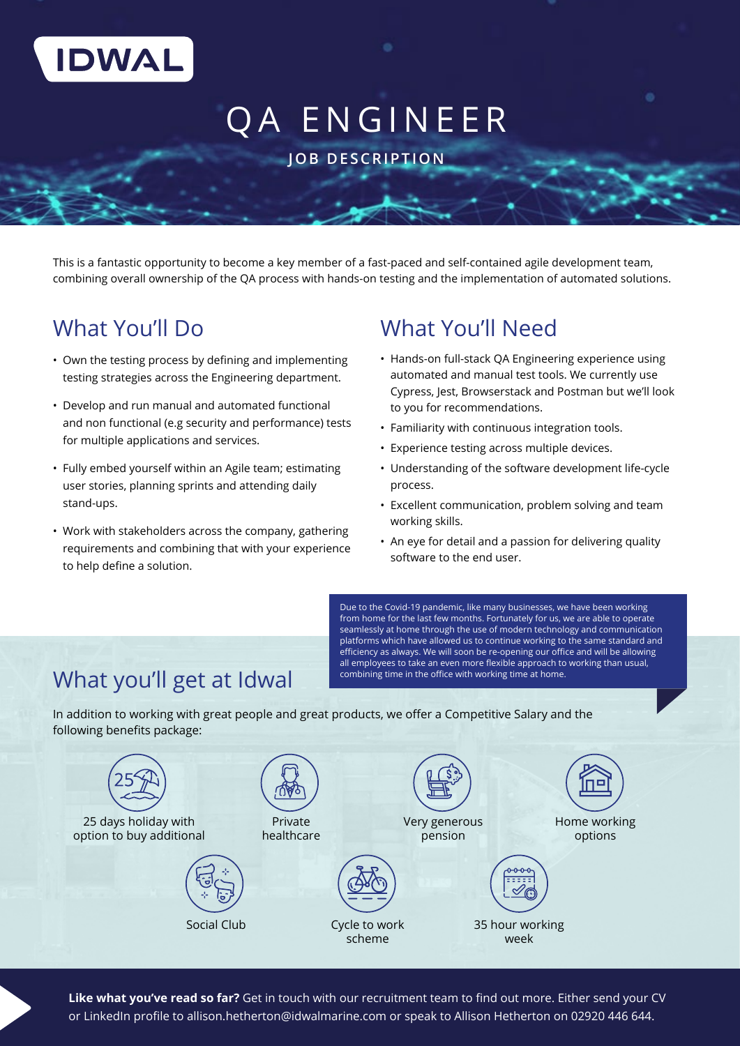IDWAL

# QA ENGINEER

**JOB DESCRIPTION**

This is a fantastic opportunity to become a key member of a fast-paced and self-contained agile development team, combining overall ownership of the QA process with hands-on testing and the implementation of automated solutions.

## What You'll Do

- Own the testing process by defining and implementing testing strategies across the Engineering department.
- Develop and run manual and automated functional and non functional (e.g security and performance) tests for multiple applications and services.
- Fully embed yourself within an Agile team; estimating user stories, planning sprints and attending daily stand-ups.
- Work with stakeholders across the company, gathering requirements and combining that with your experience to help define a solution.

## What You'll Need

- Hands-on full-stack QA Engineering experience using automated and manual test tools. We currently use Cypress, Jest, Browserstack and Postman but we'll look to you for recommendations.
- Familiarity with continuous integration tools.
- Experience testing across multiple devices.
- Understanding of the software development life-cycle process.
- Excellent communication, problem solving and team working skills.
- An eye for detail and a passion for delivering quality software to the end user.

Due to the Covid-19 pandemic, like many businesses, we have been working from home for the last few months. Fortunately for us, we are able to operate seamlessly at home through the use of modern technology and communication platforms which have allowed us to continue working to the same standard and efficiency as always. We will soon be re-opening our office and will be allowing all employees to take an even more flexible approach to working than usual, combining time in the office with working time at home.

## What you'll get at Idwal

In addition to working with great people and great products, we offer a Competitive Salary and the following benefits package:

- 25 days holiday with option to buy additional
- Private healthcare
- Very generous pension
- Home working options
- Social Club
- Cycle to work scheme
- 35 hour working week

**Like what you've read so far?** Get in touch with our recruitment team to find out more. Either send your CV or LinkedIn profile to allison.hetherton@idwalmarine.com or speak to Allison Hetherton on 02920 446 644.